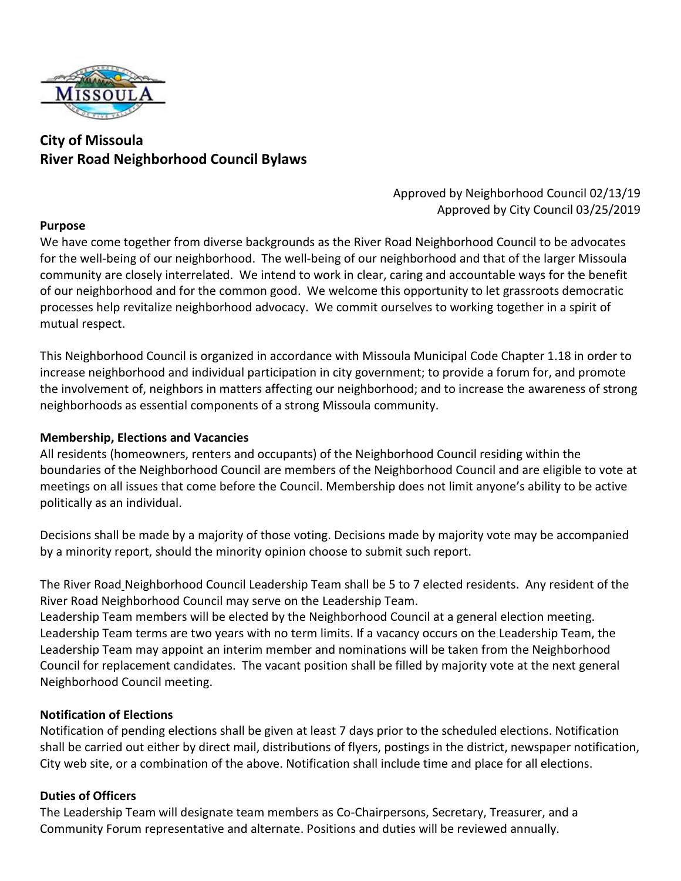# City of Missoula
# River Road Neighborhood Council Bylaws

Approved by Neighborhood Council 02/13/19
Approved by City Council 03/25/2019

**Purpose**

We have come together from diverse backgrounds as the River Road Neighborhood Council to be advocates for the well-being of our neighborhood. The well-being of our neighborhood and that of the larger Missoula community are closely interrelated. We intend to work in clear, caring and accountable ways for the benefit of our neighborhood and for the common good. We welcome this opportunity to let grassroots democratic processes help revitalize neighborhood advocacy. We commit ourselves to working together in a spirit of mutual respect.

This Neighborhood Council is organized in accordance with Missoula Municipal Code Chapter 1.18 in order to increase neighborhood and individual participation in city government; to provide a forum for, and promote the involvement of, neighbors in matters affecting our neighborhood; and to increase the awareness of strong neighborhoods as essential components of a strong Missoula community.

**Membership, Elections and Vacancies**

All residents (homeowners, renters and occupants) of the Neighborhood Council residing within the boundaries of the Neighborhood Council are members of the Neighborhood Council and are eligible to vote at meetings on all issues that come before the Council. Membership does not limit anyone's ability to be active politically as an individual.

Decisions shall be made by a majority of those voting. Decisions made by majority vote may be accompanied by a minority report, should the minority opinion choose to submit such report.

The River Road Neighborhood Council Leadership Team shall be 5 to 7 elected residents. Any resident of the River Road Neighborhood Council may serve on the Leadership Team.
Leadership Team members will be elected by the Neighborhood Council at a general election meeting. Leadership Team terms are two years with no term limits. If a vacancy occurs on the Leadership Team, the Leadership Team may appoint an interim member and nominations will be taken from the Neighborhood Council for replacement candidates. The vacant position shall be filled by majority vote at the next general Neighborhood Council meeting.

**Notification of Elections**

Notification of pending elections shall be given at least 7 days prior to the scheduled elections. Notification shall be carried out either by direct mail, distributions of flyers, postings in the district, newspaper notification, City web site, or a combination of the above. Notification shall include time and place for all elections.

**Duties of Officers**

The Leadership Team will designate team members as Co-Chairpersons, Secretary, Treasurer, and a Community Forum representative and alternate. Positions and duties will be reviewed annually.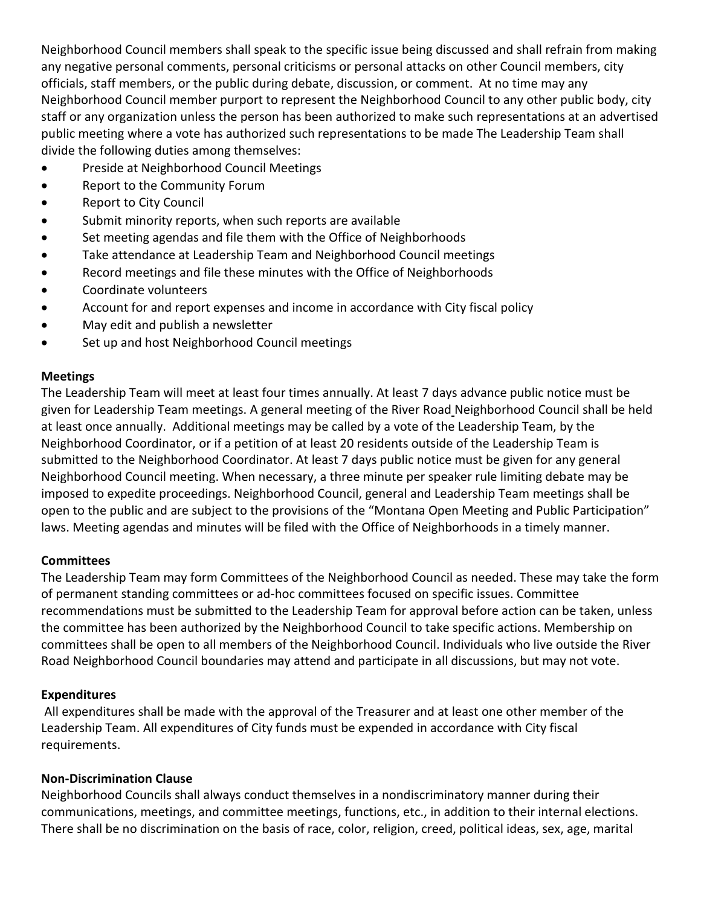Neighborhood Council members shall speak to the specific issue being discussed and shall refrain from making any negative personal comments, personal criticisms or personal attacks on other Council members, city officials, staff members, or the public during debate, discussion, or comment. At no time may any Neighborhood Council member purport to represent the Neighborhood Council to any other public body, city staff or any organization unless the person has been authorized to make such representations at an advertised public meeting where a vote has authorized such representations to be made The Leadership Team shall divide the following duties among themselves:

- Preside at Neighborhood Council Meetings
- Report to the Community Forum
- Report to City Council
- Submit minority reports, when such reports are available
- Set meeting agendas and file them with the Office of Neighborhoods
- Take attendance at Leadership Team and Neighborhood Council meetings
- Record meetings and file these minutes with the Office of Neighborhoods
- Coordinate volunteers
- Account for and report expenses and income in accordance with City fiscal policy
- May edit and publish a newsletter
- Set up and host Neighborhood Council meetings

**Meetings**

The Leadership Team will meet at least four times annually. At least 7 days advance public notice must be given for Leadership Team meetings. A general meeting of the River Road Neighborhood Council shall be held at least once annually. Additional meetings may be called by a vote of the Leadership Team, by the Neighborhood Coordinator, or if a petition of at least 20 residents outside of the Leadership Team is submitted to the Neighborhood Coordinator. At least 7 days public notice must be given for any general Neighborhood Council meeting. When necessary, a three minute per speaker rule limiting debate may be imposed to expedite proceedings. Neighborhood Council, general and Leadership Team meetings shall be open to the public and are subject to the provisions of the "Montana Open Meeting and Public Participation" laws. Meeting agendas and minutes will be filed with the Office of Neighborhoods in a timely manner.

**Committees**

The Leadership Team may form Committees of the Neighborhood Council as needed. These may take the form of permanent standing committees or ad-hoc committees focused on specific issues. Committee recommendations must be submitted to the Leadership Team for approval before action can be taken, unless the committee has been authorized by the Neighborhood Council to take specific actions. Membership on committees shall be open to all members of the Neighborhood Council. Individuals who live outside the River Road Neighborhood Council boundaries may attend and participate in all discussions, but may not vote.

**Expenditures**

All expenditures shall be made with the approval of the Treasurer and at least one other member of the Leadership Team. All expenditures of City funds must be expended in accordance with City fiscal requirements.

**Non-Discrimination Clause**

Neighborhood Councils shall always conduct themselves in a nondiscriminatory manner during their communications, meetings, and committee meetings, functions, etc., in addition to their internal elections. There shall be no discrimination on the basis of race, color, religion, creed, political ideas, sex, age, marital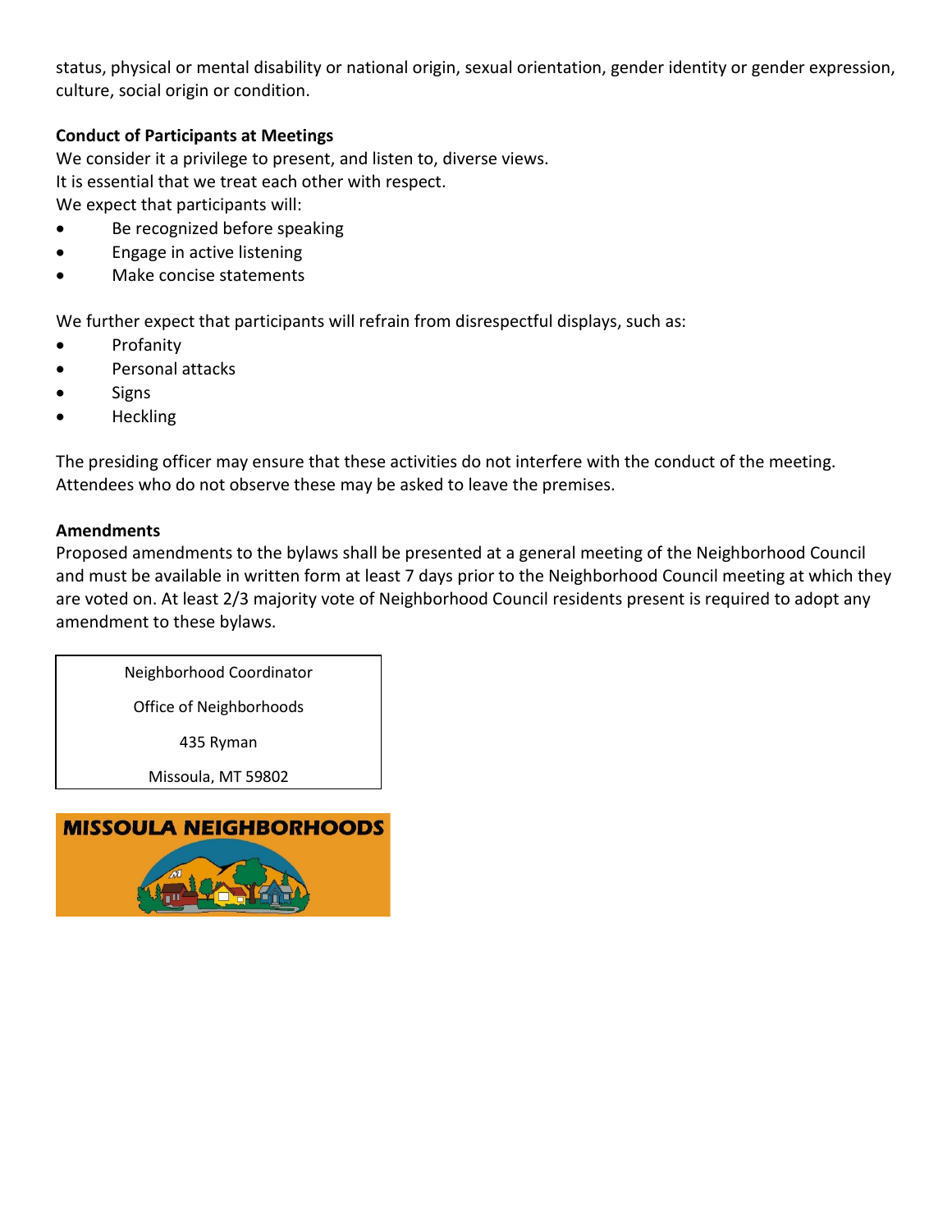status, physical or mental disability or national origin, sexual orientation, gender identity or gender expression, culture, social origin or condition.

**Conduct of Participants at Meetings**

We consider it a privilege to present, and listen to, diverse views.
It is essential that we treat each other with respect.
We expect that participants will:

- Be recognized before speaking
- Engage in active listening
- Make concise statements

We further expect that participants will refrain from disrespectful displays, such as:

- Profanity
- Personal attacks
- Signs
- Heckling

The presiding officer may ensure that these activities do not interfere with the conduct of the meeting. Attendees who do not observe these may be asked to leave the premises.

**Amendments**

Proposed amendments to the bylaws shall be presented at a general meeting of the Neighborhood Council and must be available in written form at least 7 days prior to the Neighborhood Council meeting at which they are voted on. At least 2/3 majority vote of Neighborhood Council residents present is required to adopt any amendment to these bylaws.

Neighborhood Coordinator
Office of Neighborhoods
435 Ryman
Missoula, MT 59802

MISSOULA NEIGHBORHOODS